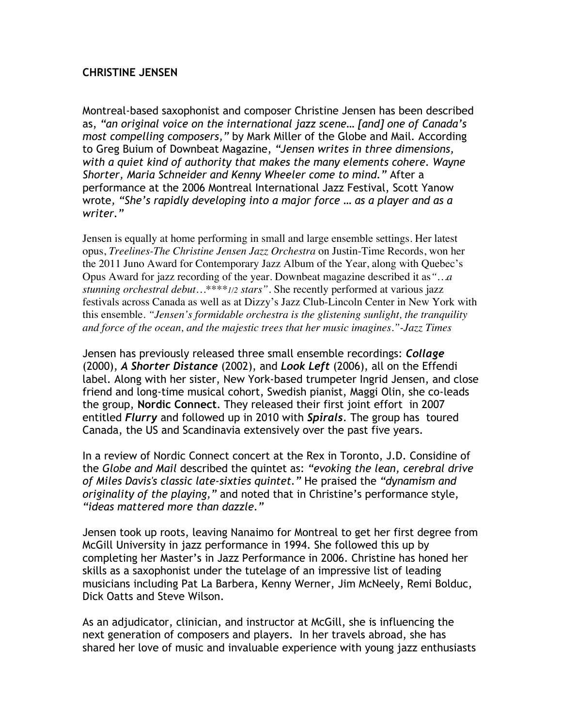**CHRISTINE JENSEN**

Montreal-based saxophonist and composer Christine Jensen has been described as, *"an original voice on the international jazz scene… [and] one of Canada's most compelling composers,"* by Mark Miller of the Globe and Mail. According to Greg Buium of Downbeat Magazine, *"Jensen writes in three dimensions, with a quiet kind of authority that makes the many elements cohere. Wayne Shorter, Maria Schneider and Kenny Wheeler come to mind."* After a performance at the 2006 Montreal International Jazz Festival, Scott Yanow wrote, *"She's rapidly developing into a major force … as a player and as a writer."*

Jensen is equally at home performing in small and large ensemble settings. Her latest opus, *Treelines-The Christine Jensen Jazz Orchestra* on Justin-Time Records, won her the 2011 Juno Award for Contemporary Jazz Album of the Year, along with Quebec's Opus Award for jazz recording of the year. Downbeat magazine described it as *"…a stunning orchestral debut…****1/2 stars"*. She recently performed at various jazz festivals across Canada as well as at Dizzy's Jazz Club-Lincoln Center in New York with this ensemble. *"Jensen's formidable orchestra is the glistening sunlight, the tranquility and force of the ocean, and the majestic trees that her music imagines."-Jazz Times*

Jensen has previously released three small ensemble recordings: ***Collage*** (2000), ***A Shorter Distance*** (2002), and ***Look Left*** (2006), all on the Effendi label. Along with her sister, New York-based trumpeter Ingrid Jensen, and close friend and long-time musical cohort, Swedish pianist, Maggi Olin, she co-leads the group, **Nordic Connect**. They released their first joint effort in 2007 entitled ***Flurry*** and followed up in 2010 with ***Spirals***. The group has toured Canada, the US and Scandinavia extensively over the past five years.

In a review of Nordic Connect concert at the Rex in Toronto, J.D. Considine of the *Globe and Mail* described the quintet as: *"evoking the lean, cerebral drive of Miles Davis's classic late-sixties quintet."* He praised the *"dynamism and originality of the playing,"* and noted that in Christine's performance style, *"ideas mattered more than dazzle."*

Jensen took up roots, leaving Nanaimo for Montreal to get her first degree from McGill University in jazz performance in 1994. She followed this up by completing her Master's in Jazz Performance in 2006. Christine has honed her skills as a saxophonist under the tutelage of an impressive list of leading musicians including Pat La Barbera, Kenny Werner, Jim McNeely, Remi Bolduc, Dick Oatts and Steve Wilson.

As an adjudicator, clinician, and instructor at McGill, she is influencing the next generation of composers and players. In her travels abroad, she has shared her love of music and invaluable experience with young jazz enthusiasts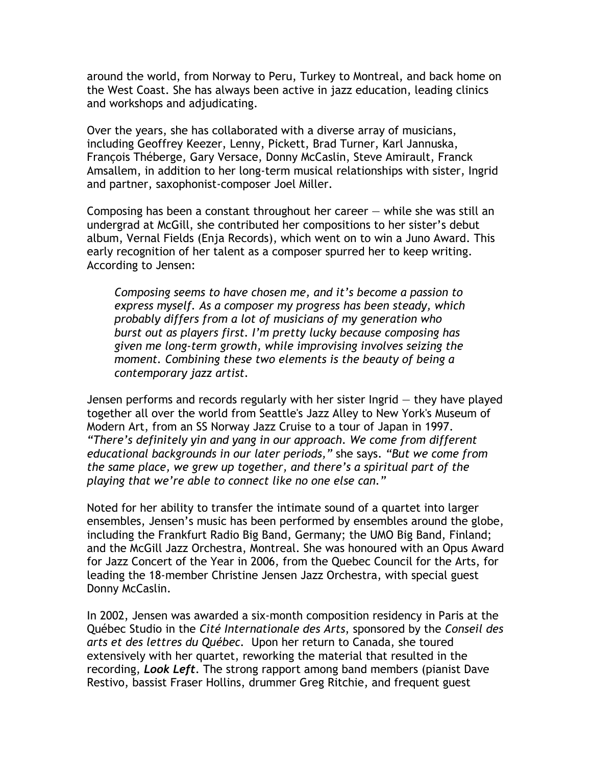around the world, from Norway to Peru, Turkey to Montreal, and back home on the West Coast. She has always been active in jazz education, leading clinics and workshops and adjudicating.

Over the years, she has collaborated with a diverse array of musicians, including Geoffrey Keezer, Lenny, Pickett, Brad Turner, Karl Jannuska, François Théberge, Gary Versace, Donny McCaslin, Steve Amirault, Franck Amsallem, in addition to her long-term musical relationships with sister, Ingrid and partner, saxophonist-composer Joel Miller.

Composing has been a constant throughout her career — while she was still an undergrad at McGill, she contributed her compositions to her sister's debut album, Vernal Fields (Enja Records), which went on to win a Juno Award. This early recognition of her talent as a composer spurred her to keep writing. According to Jensen:

> *Composing seems to have chosen me, and it's become a passion to express myself. As a composer my progress has been steady, which probably differs from a lot of musicians of my generation who burst out as players first. I'm pretty lucky because composing has given me long-term growth, while improvising involves seizing the moment. Combining these two elements is the beauty of being a contemporary jazz artist.*

Jensen performs and records regularly with her sister Ingrid — they have played together all over the world from Seattle's Jazz Alley to New York's Museum of Modern Art, from an SS Norway Jazz Cruise to a tour of Japan in 1997. *"There's definitely yin and yang in our approach. We come from different educational backgrounds in our later periods,"* she says. *"But we come from the same place, we grew up together, and there's a spiritual part of the playing that we're able to connect like no one else can."*

Noted for her ability to transfer the intimate sound of a quartet into larger ensembles, Jensen's music has been performed by ensembles around the globe, including the Frankfurt Radio Big Band, Germany; the UMO Big Band, Finland; and the McGill Jazz Orchestra, Montreal. She was honoured with an Opus Award for Jazz Concert of the Year in 2006, from the Quebec Council for the Arts, for leading the 18-member Christine Jensen Jazz Orchestra, with special guest Donny McCaslin.

In 2002, Jensen was awarded a six-month composition residency in Paris at the Québec Studio in the *Cité Internationale des Arts*, sponsored by the *Conseil des arts et des lettres du Québec*. Upon her return to Canada, she toured extensively with her quartet, reworking the material that resulted in the recording, ***Look Left***. The strong rapport among band members (pianist Dave Restivo, bassist Fraser Hollins, drummer Greg Ritchie, and frequent guest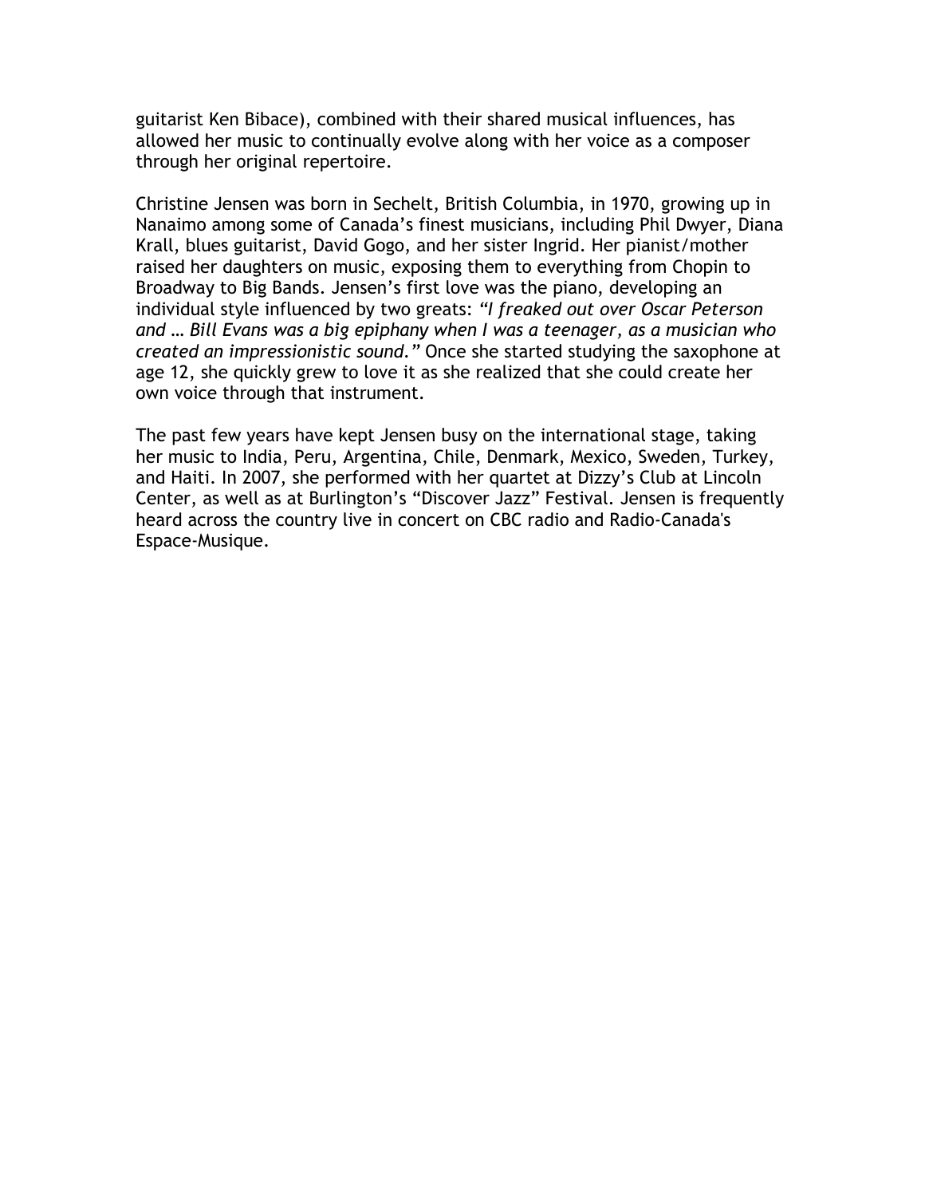guitarist Ken Bibace), combined with their shared musical influences, has allowed her music to continually evolve along with her voice as a composer through her original repertoire.

Christine Jensen was born in Sechelt, British Columbia, in 1970, growing up in Nanaimo among some of Canada's finest musicians, including Phil Dwyer, Diana Krall, blues guitarist, David Gogo, and her sister Ingrid. Her pianist/mother raised her daughters on music, exposing them to everything from Chopin to Broadway to Big Bands. Jensen's first love was the piano, developing an individual style influenced by two greats: *"I freaked out over Oscar Peterson and … Bill Evans was a big epiphany when I was a teenager, as a musician who created an impressionistic sound."* Once she started studying the saxophone at age 12, she quickly grew to love it as she realized that she could create her own voice through that instrument.

The past few years have kept Jensen busy on the international stage, taking her music to India, Peru, Argentina, Chile, Denmark, Mexico, Sweden, Turkey, and Haiti. In 2007, she performed with her quartet at Dizzy's Club at Lincoln Center, as well as at Burlington's "Discover Jazz" Festival. Jensen is frequently heard across the country live in concert on CBC radio and Radio-Canada's Espace-Musique.